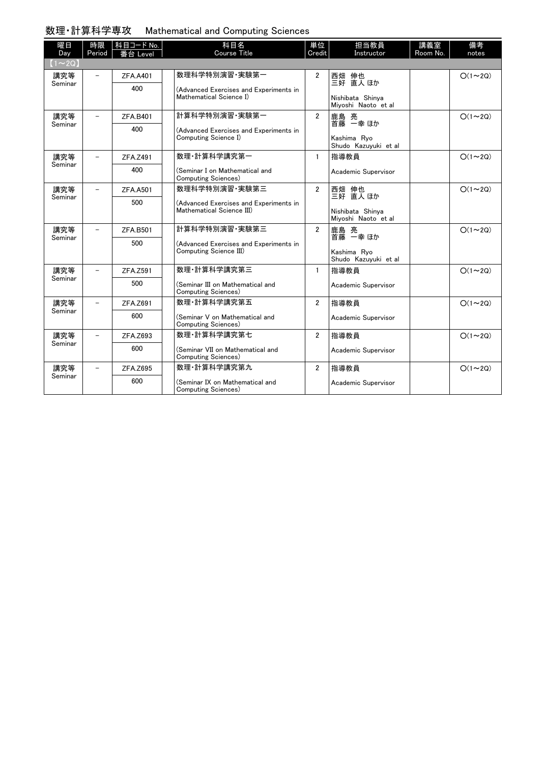# 数理・計算科学専攻　Mathematical and Computing Sciences

| 曜日 Day | 時限 Period | 科目コード No. 番台 Level | 科目名 Course Title | 単位 Credit | 担当教員 Instructor | 講義室 Room No. | 備考 notes |
|---|---|---|---|---|---|---|---|
| 【1～2Q】 | | | | | | | |
| 講究等 Seminar | － | ZFA.A401 400 | 数理科学特別演習・実験第一 (Advanced Exercises and Experiments in Mathematical Science I) | 2 | 西畑 伸也 三好 直人 ほか Nishibata Shinya Miyoshi Naoto et al | | ○(1～2Q) |
| 講究等 Seminar | － | ZFA.B401 400 | 計算科学特別演習・実験第一 (Advanced Exercises and Experiments in Computing Science I) | 2 | 鹿島 亮 首藤 一幸 ほか Kashima Ryo Shudo Kazuyuki et al | | ○(1～2Q) |
| 講究等 Seminar | － | ZFA.Z491 400 | 数理・計算科学講究第一 (Seminar I on Mathematical and Computing Sciences) | 1 | 指導教員 Academic Supervisor | | ○(1～2Q) |
| 講究等 Seminar | － | ZFA.A501 500 | 数理科学特別演習・実験第三 (Advanced Exercises and Experiments in Mathematical Science III) | 2 | 西畑 伸也 三好 直人 ほか Nishibata Shinya Miyoshi Naoto et al | | ○(1～2Q) |
| 講究等 Seminar | － | ZFA.B501 500 | 計算科学特別演習・実験第三 (Advanced Exercises and Experiments in Computing Science III) | 2 | 鹿島 亮 首藤 一幸 ほか Kashima Ryo Shudo Kazuyuki et al | | ○(1～2Q) |
| 講究等 Seminar | － | ZFA.Z591 500 | 数理・計算科学講究第三 (Seminar III on Mathematical and Computing Sciences) | 1 | 指導教員 Academic Supervisor | | ○(1～2Q) |
| 講究等 Seminar | － | ZFA.Z691 600 | 数理・計算科学講究第五 (Seminar V on Mathematical and Computing Sciences) | 2 | 指導教員 Academic Supervisor | | ○(1～2Q) |
| 講究等 Seminar | － | ZFA.Z693 600 | 数理・計算科学講究第七 (Seminar VII on Mathematical and Computing Sciences) | 2 | 指導教員 Academic Supervisor | | ○(1～2Q) |
| 講究等 Seminar | － | ZFA.Z695 600 | 数理・計算科学講究第九 (Seminar IX on Mathematical and Computing Sciences) | 2 | 指導教員 Academic Supervisor | | ○(1～2Q) |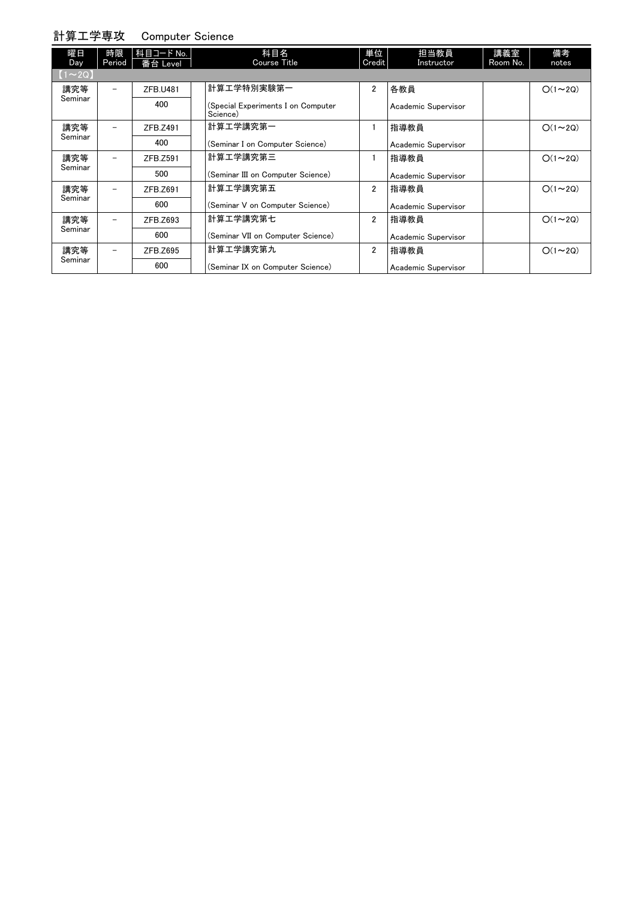## 計算工学専攻　Computer Science

| 曜日 Day | 時限 Period | 科目コード No. / 番台 Level | 科目名 Course Title | 単位 Credit | 担当教員 Instructor | 講義室 Room No. | 備考 notes |
|---|---|---|---|---|---|---|---|
| 【1～2Q】 | | | | | | | |
| 講究等 Seminar | － | ZFB.U481 / 400 | 計算工学特別実験第一 (Special Experiments I on Computer Science) | 2 | 各教員 Academic Supervisor | | ○(1～2Q) |
| 講究等 Seminar | － | ZFB.Z491 / 400 | 計算工学講究第一 (Seminar I on Computer Science) | 1 | 指導教員 Academic Supervisor | | ○(1～2Q) |
| 講究等 Seminar | － | ZFB.Z591 / 500 | 計算工学講究第三 (Seminar III on Computer Science) | 1 | 指導教員 Academic Supervisor | | ○(1～2Q) |
| 講究等 Seminar | － | ZFB.Z691 / 600 | 計算工学講究第五 (Seminar V on Computer Science) | 2 | 指導教員 Academic Supervisor | | ○(1～2Q) |
| 講究等 Seminar | － | ZFB.Z693 / 600 | 計算工学講究第七 (Seminar VII on Computer Science) | 2 | 指導教員 Academic Supervisor | | ○(1～2Q) |
| 講究等 Seminar | － | ZFB.Z695 / 600 | 計算工学講究第九 (Seminar IX on Computer Science) | 2 | 指導教員 Academic Supervisor | | ○(1～2Q) |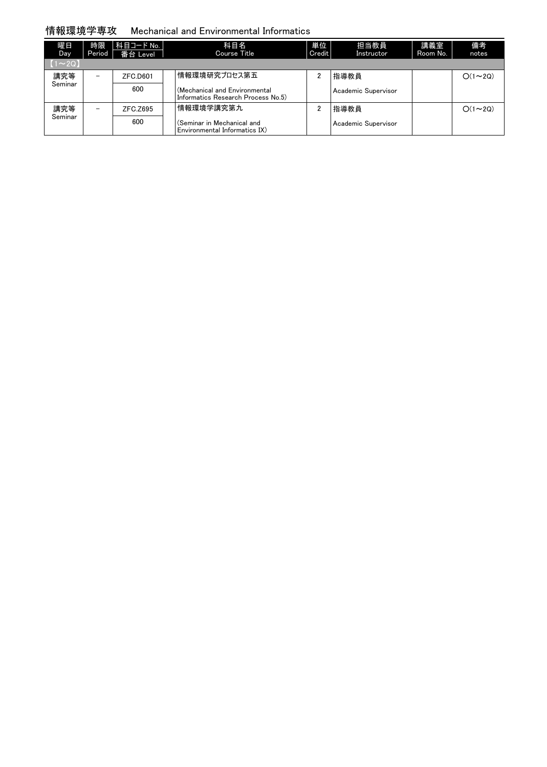## 情報環境学専攻　Mechanical and Environmental Informatics

| 曜日 Day | 時限 Period | 科目コード No. / 番台 Level | 科目名 Course Title | 単位 Credit | 担当教員 Instructor | 講義室 Room No. | 備考 notes |
|---|---|---|---|---|---|---|---|
| 【1～2Q】 | | | | | | | |
| 講究等 Seminar | － | ZFC.D601 / 600 | 情報環境研究プロセス第五 (Mechanical and Environmental Informatics Research Process No.5) | 2 | 指導教員 Academic Supervisor | | ○(1～2Q) |
| 講究等 Seminar | － | ZFC.Z695 / 600 | 情報環境学講究第九 (Seminar in Mechanical and Environmental Informatics IX) | 2 | 指導教員 Academic Supervisor | | ○(1～2Q) |